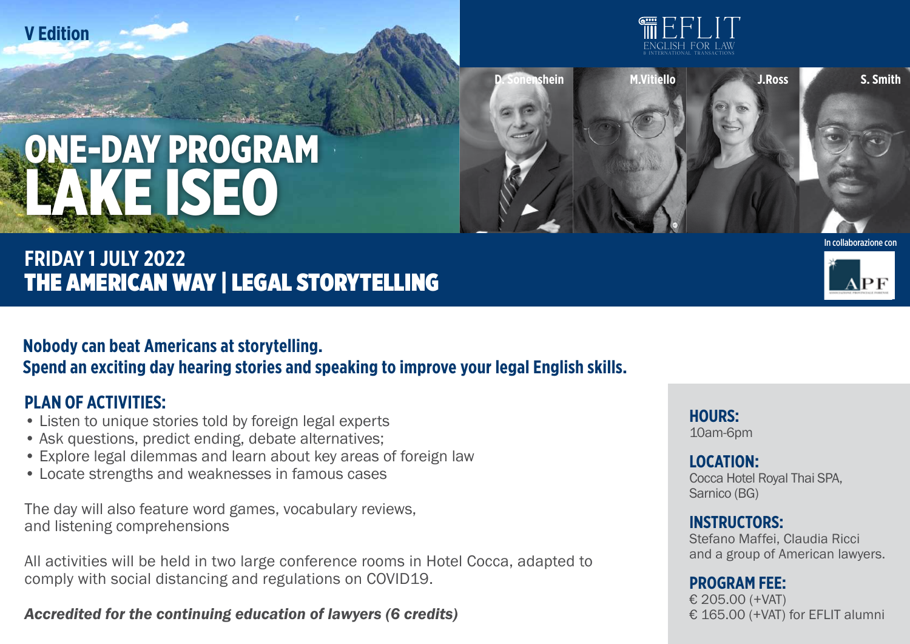V Edition

# ONE-DAY PROGRAM LAKE ISEO

EFLIT
ENGLISH FOR LAW
& INTERNATIONAL TRANSACTIONS

D. Sonenshein | M.Vitiello | J.Ross | S. Smith

## FRIDAY 1 JULY 2022
## THE AMERICAN WAY | LEGAL STORYTELLING

In collaborazione con APF

**Nobody can beat Americans at storytelling.**
**Spend an exciting day hearing stories and speaking to improve your legal English skills.**

### PLAN OF ACTIVITIES:

- Listen to unique stories told by foreign legal experts
- Ask questions, predict ending, debate alternatives;
- Explore legal dilemmas and learn about key areas of foreign law
- Locate strengths and weaknesses in famous cases

The day will also feature word games, vocabulary reviews, and listening comprehensions

All activities will be held in two large conference rooms in Hotel Cocca, adapted to comply with social distancing and regulations on COVID19.

***Accredited for the continuing education of lawyers (6 credits)***

**HOURS:**
10am-6pm

**LOCATION:**
Cocca Hotel Royal Thai SPA, Sarnico (BG)

**INSTRUCTORS:**
Stefano Maffei, Claudia Ricci and a group of American lawyers.

**PROGRAM FEE:**
€ 205.00 (+VAT)
€ 165.00 (+VAT) for EFLIT alumni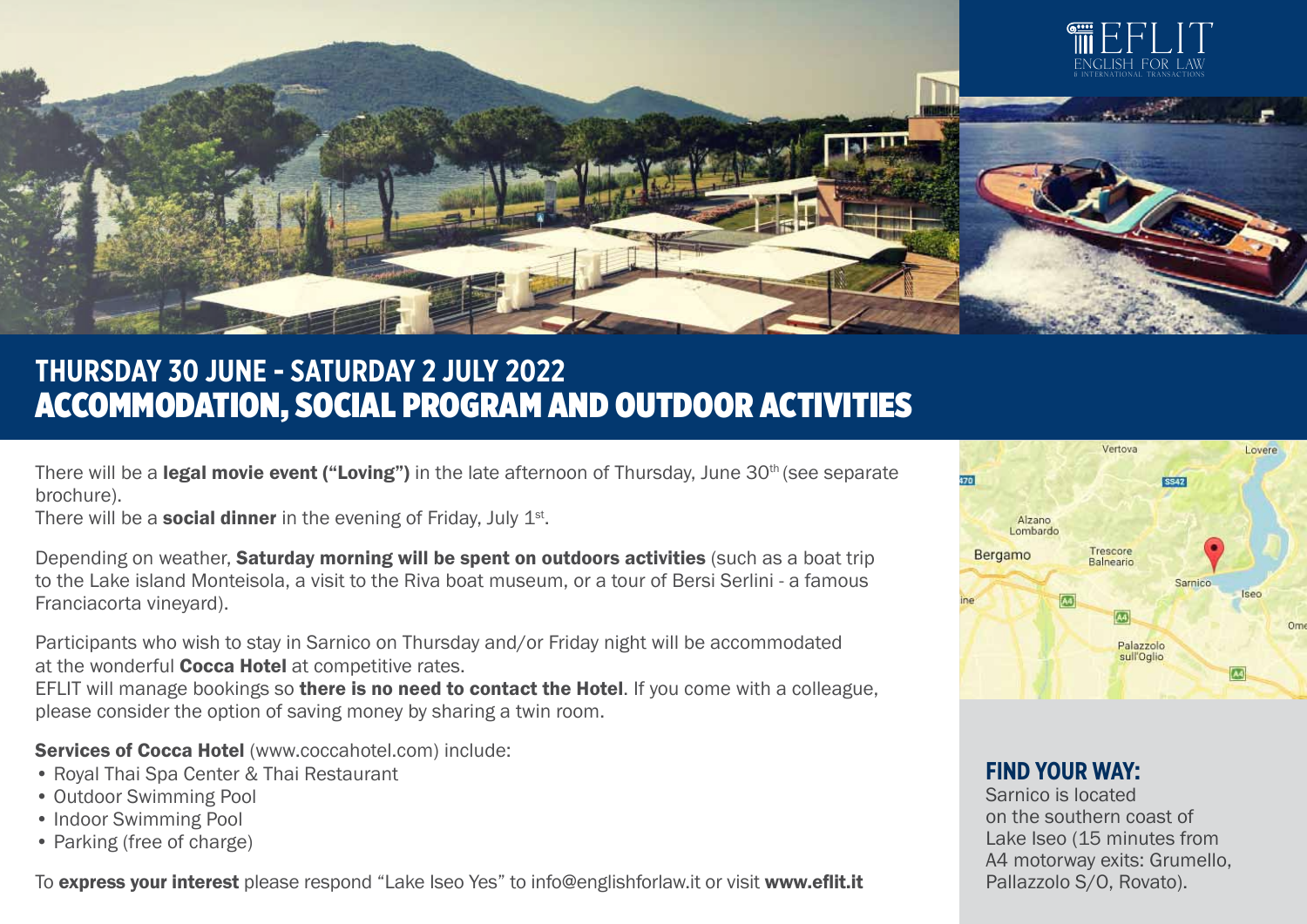EFLIT
ENGLISH FOR LAW
& INTERNATIONAL TRANSACTIONS

# THURSDAY 30 JUNE - SATURDAY 2 JULY 2022
# ACCOMMODATION, SOCIAL PROGRAM AND OUTDOOR ACTIVITIES

There will be a **legal movie event ("Loving")** in the late afternoon of Thursday, June 30th (see separate brochure).
There will be a **social dinner** in the evening of Friday, July 1st.

Depending on weather, **Saturday morning will be spent on outdoors activities** (such as a boat trip to the Lake island Monteisola, a visit to the Riva boat museum, or a tour of Bersi Serlini - a famous Franciacorta vineyard).

Participants who wish to stay in Sarnico on Thursday and/or Friday night will be accommodated at the wonderful **Cocca Hotel** at competitive rates.
EFLIT will manage bookings so **there is no need to contact the Hotel**. If you come with a colleague, please consider the option of saving money by sharing a twin room.

**Services of Cocca Hotel** (www.coccahotel.com) include:

- Royal Thai Spa Center & Thai Restaurant
- Outdoor Swimming Pool
- Indoor Swimming Pool
- Parking (free of charge)

To **express your interest** please respond "Lake Iseo Yes" to info@englishforlaw.it or visit **www.eflit.it**

Vertova
Lovere
SS42
Alzano Lombardo
Bergamo
Trescore Balneario
Sarnico
Iseo
A4
Palazzolo sull'Oglio

## FIND YOUR WAY:

Sarnico is located on the southern coast of Lake Iseo (15 minutes from A4 motorway exits: Grumello, Pallazzolo S/O, Rovato).